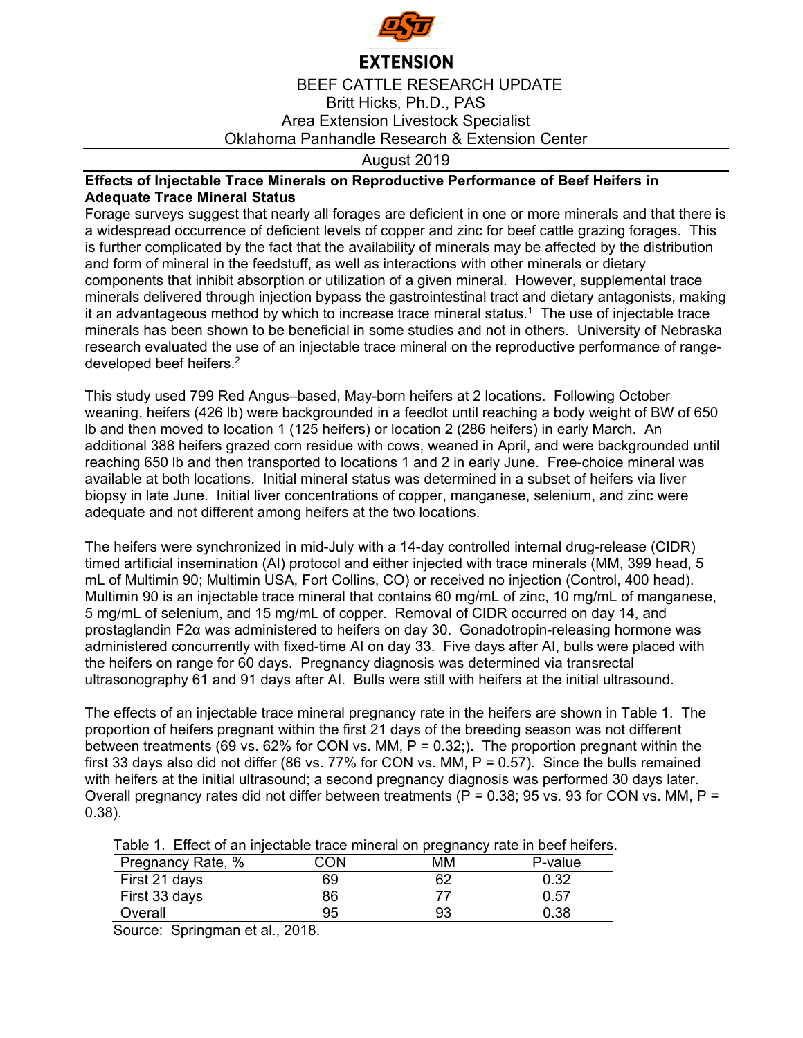# EXTENSION

BEEF CATTLE RESEARCH UPDATE
Britt Hicks, Ph.D., PAS
Area Extension Livestock Specialist
Oklahoma Panhandle Research & Extension Center

August 2019

## Effects of Injectable Trace Minerals on Reproductive Performance of Beef Heifers in Adequate Trace Mineral Status

Forage surveys suggest that nearly all forages are deficient in one or more minerals and that there is a widespread occurrence of deficient levels of copper and zinc for beef cattle grazing forages. This is further complicated by the fact that the availability of minerals may be affected by the distribution and form of mineral in the feedstuff, as well as interactions with other minerals or dietary components that inhibit absorption or utilization of a given mineral. However, supplemental trace minerals delivered through injection bypass the gastrointestinal tract and dietary antagonists, making it an advantageous method by which to increase trace mineral status.[1] The use of injectable trace minerals has been shown to be beneficial in some studies and not in others. University of Nebraska research evaluated the use of an injectable trace mineral on the reproductive performance of range-developed beef heifers.[2]

This study used 799 Red Angus–based, May-born heifers at 2 locations. Following October weaning, heifers (426 lb) were backgrounded in a feedlot until reaching a body weight of BW of 650 lb and then moved to location 1 (125 heifers) or location 2 (286 heifers) in early March. An additional 388 heifers grazed corn residue with cows, weaned in April, and were backgrounded until reaching 650 lb and then transported to locations 1 and 2 in early June. Free-choice mineral was available at both locations. Initial mineral status was determined in a subset of heifers via liver biopsy in late June. Initial liver concentrations of copper, manganese, selenium, and zinc were adequate and not different among heifers at the two locations.

The heifers were synchronized in mid-July with a 14-day controlled internal drug-release (CIDR) timed artificial insemination (AI) protocol and either injected with trace minerals (MM, 399 head, 5 mL of Multimin 90; Multimin USA, Fort Collins, CO) or received no injection (Control, 400 head). Multimin 90 is an injectable trace mineral that contains 60 mg/mL of zinc, 10 mg/mL of manganese, 5 mg/mL of selenium, and 15 mg/mL of copper. Removal of CIDR occurred on day 14, and prostaglandin F2α was administered to heifers on day 30. Gonadotropin-releasing hormone was administered concurrently with fixed-time AI on day 33. Five days after AI, bulls were placed with the heifers on range for 60 days. Pregnancy diagnosis was determined via transrectal ultrasonography 61 and 91 days after AI. Bulls were still with heifers at the initial ultrasound.

The effects of an injectable trace mineral pregnancy rate in the heifers are shown in Table 1. The proportion of heifers pregnant within the first 21 days of the breeding season was not different between treatments (69 vs. 62% for CON vs. MM, P = 0.32;). The proportion pregnant within the first 33 days also did not differ (86 vs. 77% for CON vs. MM, P = 0.57). Since the bulls remained with heifers at the initial ultrasound; a second pregnancy diagnosis was performed 30 days later. Overall pregnancy rates did not differ between treatments (P = 0.38; 95 vs. 93 for CON vs. MM, P = 0.38).

Table 1. Effect of an injectable trace mineral on pregnancy rate in beef heifers.

| Pregnancy Rate, % | CON | MM | P-value |
|---|---|---|---|
| First 21 days | 69 | 62 | 0.32 |
| First 33 days | 86 | 77 | 0.57 |
| Overall | 95 | 93 | 0.38 |

Source: Springman et al., 2018.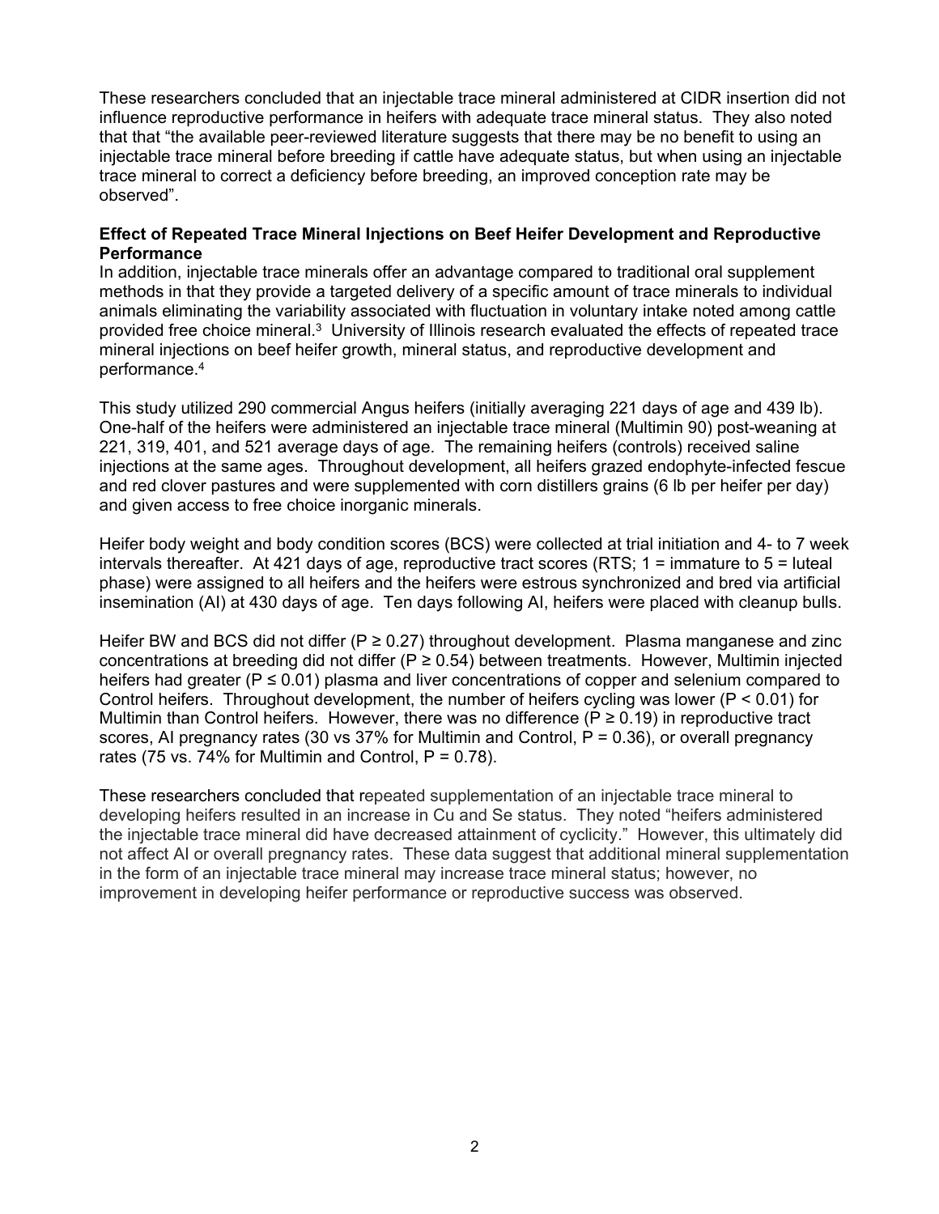These researchers concluded that an injectable trace mineral administered at CIDR insertion did not influence reproductive performance in heifers with adequate trace mineral status. They also noted that that "the available peer-reviewed literature suggests that there may be no benefit to using an injectable trace mineral before breeding if cattle have adequate status, but when using an injectable trace mineral to correct a deficiency before breeding, an improved conception rate may be observed".

**Effect of Repeated Trace Mineral Injections on Beef Heifer Development and Reproductive Performance**

In addition, injectable trace minerals offer an advantage compared to traditional oral supplement methods in that they provide a targeted delivery of a specific amount of trace minerals to individual animals eliminating the variability associated with fluctuation in voluntary intake noted among cattle provided free choice mineral.[3] University of Illinois research evaluated the effects of repeated trace mineral injections on beef heifer growth, mineral status, and reproductive development and performance.[4]

This study utilized 290 commercial Angus heifers (initially averaging 221 days of age and 439 lb). One-half of the heifers were administered an injectable trace mineral (Multimin 90) post-weaning at 221, 319, 401, and 521 average days of age. The remaining heifers (controls) received saline injections at the same ages. Throughout development, all heifers grazed endophyte-infected fescue and red clover pastures and were supplemented with corn distillers grains (6 lb per heifer per day) and given access to free choice inorganic minerals.

Heifer body weight and body condition scores (BCS) were collected at trial initiation and 4- to 7 week intervals thereafter. At 421 days of age, reproductive tract scores (RTS; 1 = immature to 5 = luteal phase) were assigned to all heifers and the heifers were estrous synchronized and bred via artificial insemination (AI) at 430 days of age. Ten days following AI, heifers were placed with cleanup bulls.

Heifer BW and BCS did not differ ($P \geq 0.27$) throughout development. Plasma manganese and zinc concentrations at breeding did not differ ($P \geq 0.54$) between treatments. However, Multimin injected heifers had greater ($P \leq 0.01$) plasma and liver concentrations of copper and selenium compared to Control heifers. Throughout development, the number of heifers cycling was lower ($P < 0.01$) for Multimin than Control heifers. However, there was no difference ($P \geq 0.19$) in reproductive tract scores, AI pregnancy rates (30 vs 37% for Multimin and Control, $P = 0.36$), or overall pregnancy rates (75 vs. 74% for Multimin and Control, $P = 0.78$).

These researchers concluded that repeated supplementation of an injectable trace mineral to developing heifers resulted in an increase in Cu and Se status. They noted "heifers administered the injectable trace mineral did have decreased attainment of cyclicity." However, this ultimately did not affect AI or overall pregnancy rates. These data suggest that additional mineral supplementation in the form of an injectable trace mineral may increase trace mineral status; however, no improvement in developing heifer performance or reproductive success was observed.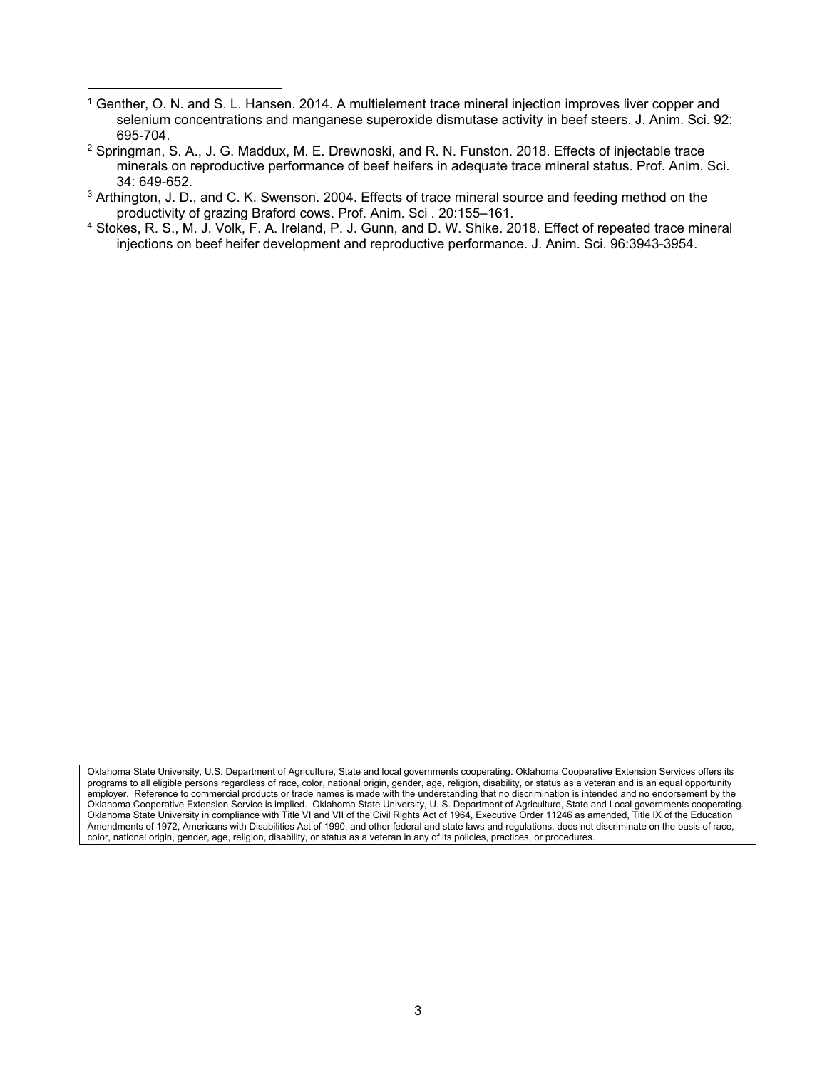[1] Genther, O. N. and S. L. Hansen. 2014. A multielement trace mineral injection improves liver copper and selenium concentrations and manganese superoxide dismutase activity in beef steers. J. Anim. Sci. 92: 695-704.

[2] Springman, S. A., J. G. Maddux, M. E. Drewnoski, and R. N. Funston. 2018. Effects of injectable trace minerals on reproductive performance of beef heifers in adequate trace mineral status. Prof. Anim. Sci. 34: 649-652.

[3] Arthington, J. D., and C. K. Swenson. 2004. Effects of trace mineral source and feeding method on the productivity of grazing Braford cows. Prof. Anim. Sci . 20:155–161.

[4] Stokes, R. S., M. J. Volk, F. A. Ireland, P. J. Gunn, and D. W. Shike. 2018. Effect of repeated trace mineral injections on beef heifer development and reproductive performance. J. Anim. Sci. 96:3943-3954.

Oklahoma State University, U.S. Department of Agriculture, State and local governments cooperating. Oklahoma Cooperative Extension Services offers its programs to all eligible persons regardless of race, color, national origin, gender, age, religion, disability, or status as a veteran and is an equal opportunity employer. Reference to commercial products or trade names is made with the understanding that no discrimination is intended and no endorsement by the Oklahoma Cooperative Extension Service is implied. Oklahoma State University, U. S. Department of Agriculture, State and Local governments cooperating. Oklahoma State University in compliance with Title VI and VII of the Civil Rights Act of 1964, Executive Order 11246 as amended, Title IX of the Education Amendments of 1972, Americans with Disabilities Act of 1990, and other federal and state laws and regulations, does not discriminate on the basis of race, color, national origin, gender, age, religion, disability, or status as a veteran in any of its policies, practices, or procedures.